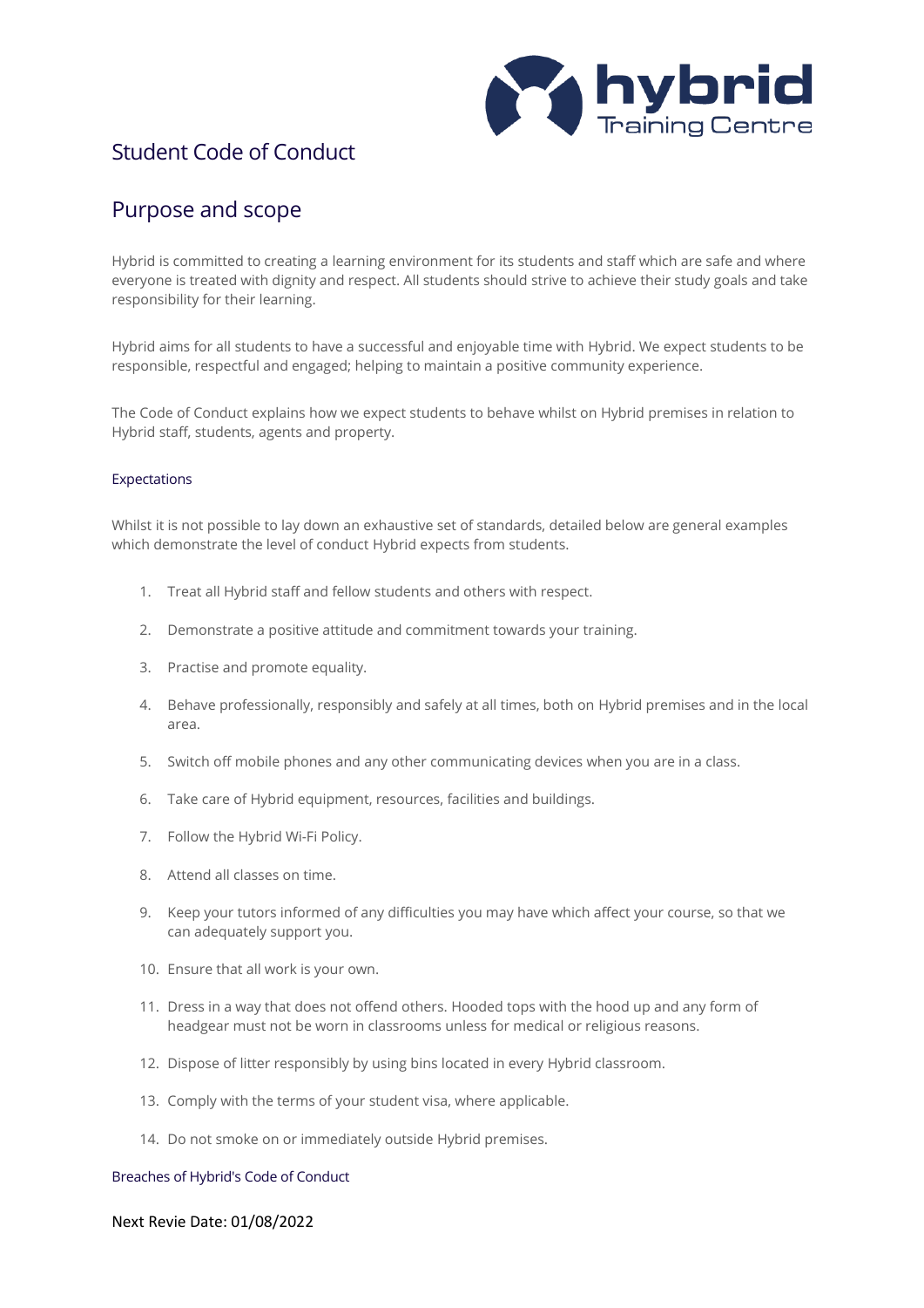// Student Code of Conduct

# Student Code of Conduct

## Purpose and scope

Hybrid is committed to creating a learning environment for its students and staff which are safe and where everyone is treated with dignity and respect. All students should strive to achieve their study goals and take responsibility for their learning.

Hybrid aims for all students to have a successful and enjoyable time with Hybrid. We expect students to be responsible, respectful and engaged; helping to maintain a positive community experience.

The Code of Conduct explains how we expect students to behave whilst on Hybrid premises in relation to Hybrid staff, students, agents and property.

### Expectations

Whilst it is not possible to lay down an exhaustive set of standards, detailed below are general examples which demonstrate the level of conduct Hybrid expects from students.

1. Treat all Hybrid staff and fellow students and others with respect.
2. Demonstrate a positive attitude and commitment towards your training.
3. Practise and promote equality.
4. Behave professionally, responsibly and safely at all times, both on Hybrid premises and in the local area.
5. Switch off mobile phones and any other communicating devices when you are in a class.
6. Take care of Hybrid equipment, resources, facilities and buildings.
7. Follow the Hybrid Wi-Fi Policy.
8. Attend all classes on time.
9. Keep your tutors informed of any difficulties you may have which affect your course, so that we can adequately support you.
10. Ensure that all work is your own.
11. Dress in a way that does not offend others. Hooded tops with the hood up and any form of headgear must not be worn in classrooms unless for medical or religious reasons.
12. Dispose of litter responsibly by using bins located in every Hybrid classroom.
13. Comply with the terms of your student visa, where applicable.
14. Do not smoke on or immediately outside Hybrid premises.

### Breaches of Hybrid's Code of Conduct

Next Revie Date: 01/08/2022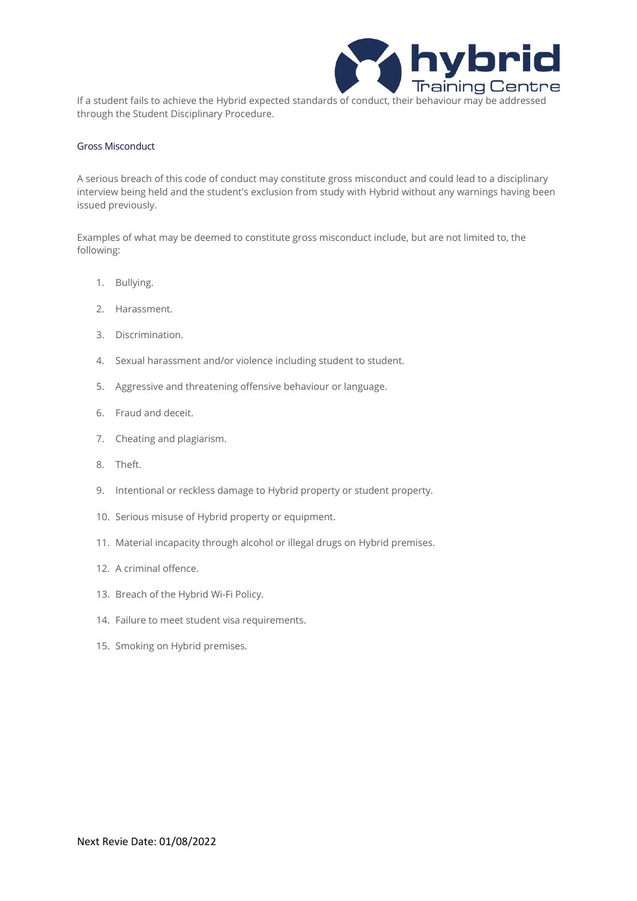If a student fails to achieve the Hybrid expected standards of conduct, their behaviour may be addressed through the Student Disciplinary Procedure.

## Gross Misconduct

A serious breach of this code of conduct may constitute gross misconduct and could lead to a disciplinary interview being held and the student's exclusion from study with Hybrid without any warnings having been issued previously.

Examples of what may be deemed to constitute gross misconduct include, but are not limited to, the following:

1. Bullying.
2. Harassment.
3. Discrimination.
4. Sexual harassment and/or violence including student to student.
5. Aggressive and threatening offensive behaviour or language.
6. Fraud and deceit.
7. Cheating and plagiarism.
8. Theft.
9. Intentional or reckless damage to Hybrid property or student property.
10. Serious misuse of Hybrid property or equipment.
11. Material incapacity through alcohol or illegal drugs on Hybrid premises.
12. A criminal offence.
13. Breach of the Hybrid Wi-Fi Policy.
14. Failure to meet student visa requirements.
15. Smoking on Hybrid premises.

Next Revie Date: 01/08/2022